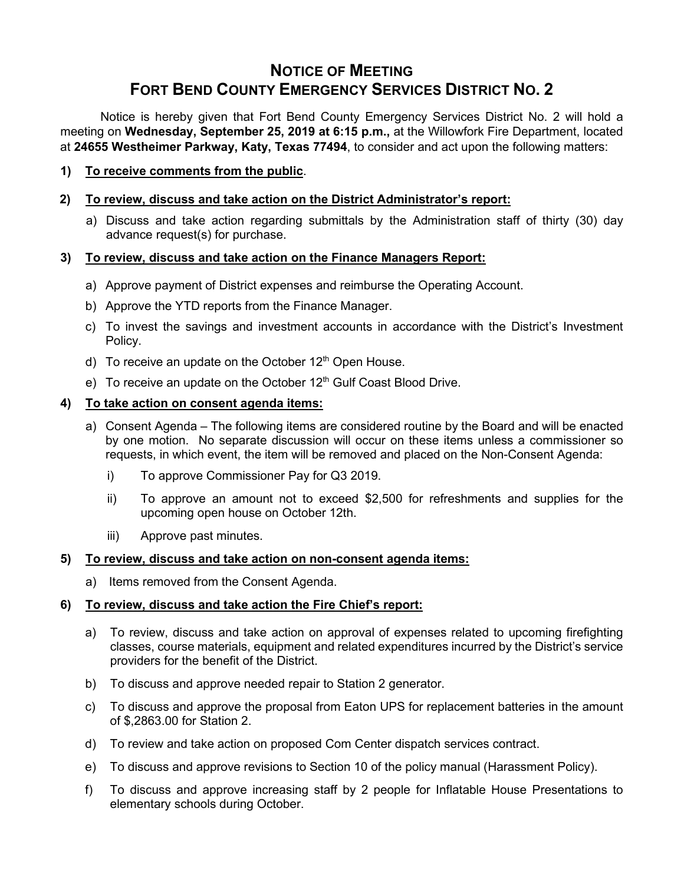# NOTICE OF MEETING
# FORT BEND COUNTY EMERGENCY SERVICES DISTRICT NO. 2

Notice is hereby given that Fort Bend County Emergency Services District No. 2 will hold a meeting on **Wednesday, September 25, 2019 at 6:15 p.m.,** at the Willowfork Fire Department, located at **24655 Westheimer Parkway, Katy, Texas 77494**, to consider and act upon the following matters:

**1) <u>To receive comments from the public</u>**.

**2) <u>To review, discuss and take action on the District Administrator's report:</u>**

a) Discuss and take action regarding submittals by the Administration staff of thirty (30) day advance request(s) for purchase.

**3) <u>To review, discuss and take action on the Finance Managers Report:</u>**

a) Approve payment of District expenses and reimburse the Operating Account.

b) Approve the YTD reports from the Finance Manager.

c) To invest the savings and investment accounts in accordance with the District's Investment Policy.

d) To receive an update on the October 12th Open House.

e) To receive an update on the October 12th Gulf Coast Blood Drive.

**4) <u>To take action on consent agenda items:</u>**

a) Consent Agenda – The following items are considered routine by the Board and will be enacted by one motion. No separate discussion will occur on these items unless a commissioner so requests, in which event, the item will be removed and placed on the Non-Consent Agenda:

i) To approve Commissioner Pay for Q3 2019.

ii) To approve an amount not to exceed $2,500 for refreshments and supplies for the upcoming open house on October 12th.

iii) Approve past minutes.

**5) <u>To review, discuss and take action on non-consent agenda items:</u>**

a) Items removed from the Consent Agenda.

**6) <u>To review, discuss and take action the Fire Chief's report:</u>**

a) To review, discuss and take action on approval of expenses related to upcoming firefighting classes, course materials, equipment and related expenditures incurred by the District's service providers for the benefit of the District.

b) To discuss and approve needed repair to Station 2 generator.

c) To discuss and approve the proposal from Eaton UPS for replacement batteries in the amount of $,2863.00 for Station 2.

d) To review and take action on proposed Com Center dispatch services contract.

e) To discuss and approve revisions to Section 10 of the policy manual (Harassment Policy).

f) To discuss and approve increasing staff by 2 people for Inflatable House Presentations to elementary schools during October.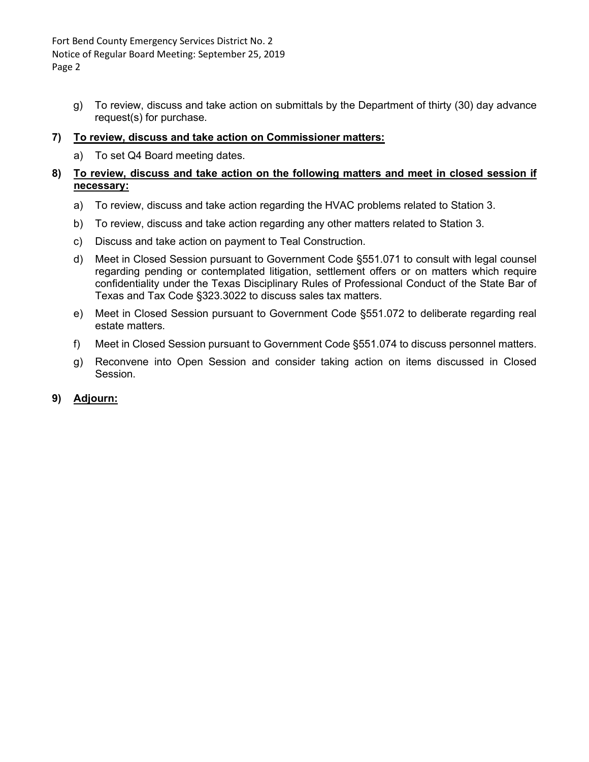g) To review, discuss and take action on submittals by the Department of thirty (30) day advance request(s) for purchase.

**7) <u>To review, discuss and take action on Commissioner matters:</u>**

a) To set Q4 Board meeting dates.

**8) <u>To review, discuss and take action on the following matters and meet in closed session if necessary:</u>**

a) To review, discuss and take action regarding the HVAC problems related to Station 3.

b) To review, discuss and take action regarding any other matters related to Station 3.

c) Discuss and take action on payment to Teal Construction.

d) Meet in Closed Session pursuant to Government Code §551.071 to consult with legal counsel regarding pending or contemplated litigation, settlement offers or on matters which require confidentiality under the Texas Disciplinary Rules of Professional Conduct of the State Bar of Texas and Tax Code §323.3022 to discuss sales tax matters.

e) Meet in Closed Session pursuant to Government Code §551.072 to deliberate regarding real estate matters.

f) Meet in Closed Session pursuant to Government Code §551.074 to discuss personnel matters.

g) Reconvene into Open Session and consider taking action on items discussed in Closed Session.

**9) <u>Adjourn:</u>**